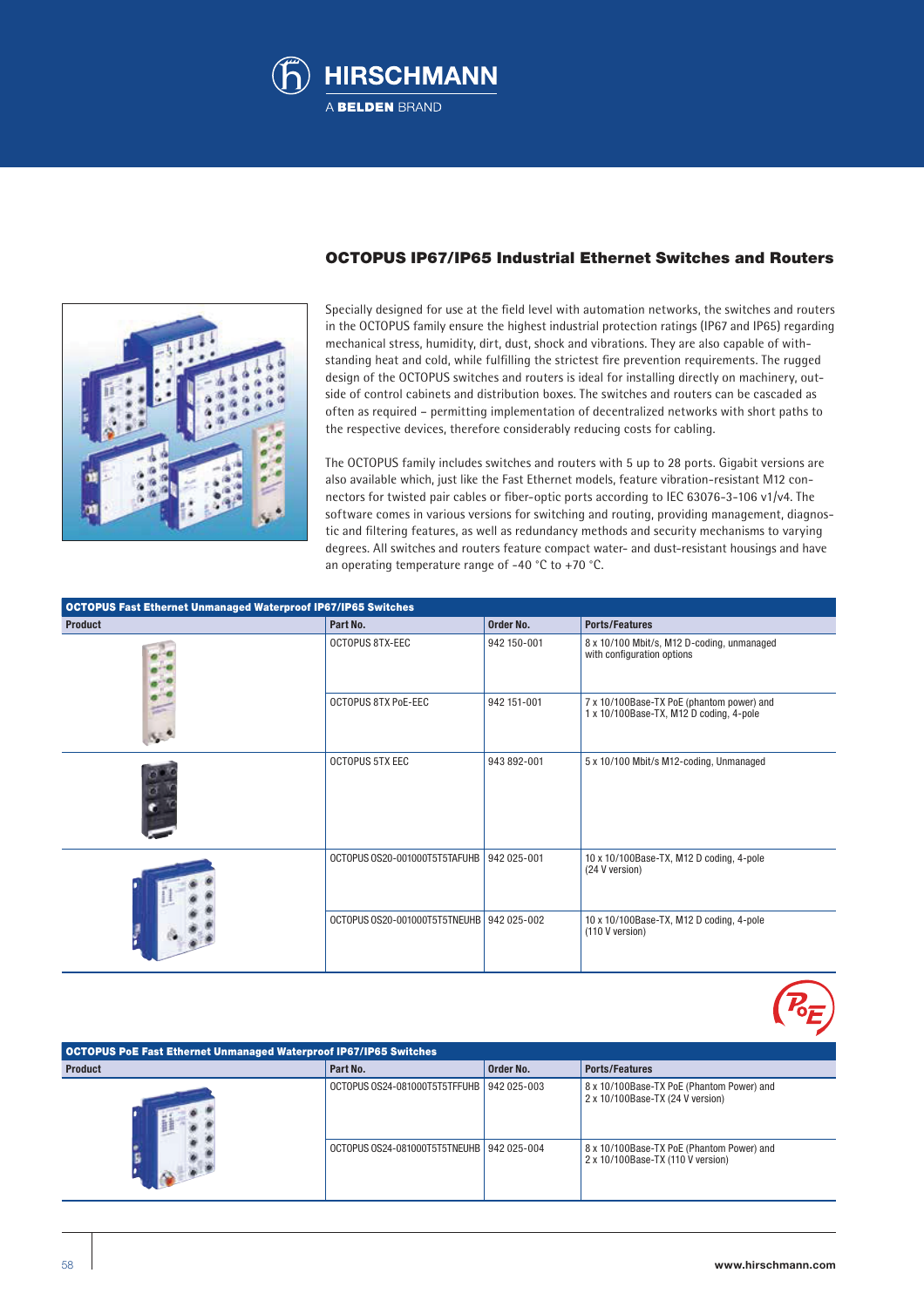HIRSCHMANN

A BELDEN BRAND

## OCTOPUS IP67/IP65 Industrial Ethernet Switches and Routers

Specially designed for use at the field level with automation networks, the switches and routers in the OCTOPUS family ensure the highest industrial protection ratings (IP67 and IP65) regarding mechanical stress, humidity, dirt, dust, shock and vibrations. They are also capable of withstanding heat and cold, while fulfilling the strictest fire prevention requirements. The rugged design of the OCTOPUS switches and routers is ideal for installing directly on machinery, outside of control cabinets and distribution boxes. The switches and routers can be cascaded as often as required – permitting implementation of decentralized networks with short paths to the respective devices, therefore considerably reducing costs for cabling.

The OCTOPUS family includes switches and routers with 5 up to 28 ports. Gigabit versions are also available which, just like the Fast Ethernet models, feature vibration-resistant M12 connectors for twisted pair cables or fiber-optic ports according to IEC 63076-3-106 v1/v4. The software comes in various versions for switching and routing, providing management, diagnostic and filtering features, as well as redundancy methods and security mechanisms to varying degrees. All switches and routers feature compact water- and dust-resistant housings and have an operating temperature range of -40 °C to +70 °C.

### OCTOPUS Fast Ethernet Unmanaged Waterproof IP67/IP65 Switches

| Product | Part No. | Order No. | Ports/Features |
|---|---|---|---|
| | OCTOPUS 8TX-EEC | 942 150-001 | 8 x 10/100 Mbit/s, M12 D-coding, unmanaged with configuration options |
| | OCTOPUS 8TX PoE-EEC | 942 151-001 | 7 x 10/100Base-TX PoE (phantom power) and 1 x 10/100Base-TX, M12 D coding, 4-pole |
| | OCTOPUS 5TX EEC | 943 892-001 | 5 x 10/100 Mbit/s M12-coding, Unmanaged |
| | OCTOPUS OS20-001000T5T5TAFUHB | 942 025-001 | 10 x 10/100Base-TX, M12 D coding, 4-pole (24 V version) |
| | OCTOPUS OS20-001000T5T5TNEUHB | 942 025-002 | 10 x 10/100Base-TX, M12 D coding, 4-pole (110 V version) |

### OCTOPUS PoE Fast Ethernet Unmanaged Waterproof IP67/IP65 Switches

| Product | Part No. | Order No. | Ports/Features |
|---|---|---|---|
| | OCTOPUS OS24-081000T5T5TFFUHB | 942 025-003 | 8 x 10/100Base-TX PoE (Phantom Power) and 2 x 10/100Base-TX (24 V version) |
| | OCTOPUS OS24-081000T5T5TNEUHB | 942 025-004 | 8 x 10/100Base-TX PoE (Phantom Power) and 2 x 10/100Base-TX (110 V version) |

www.hirschmann.com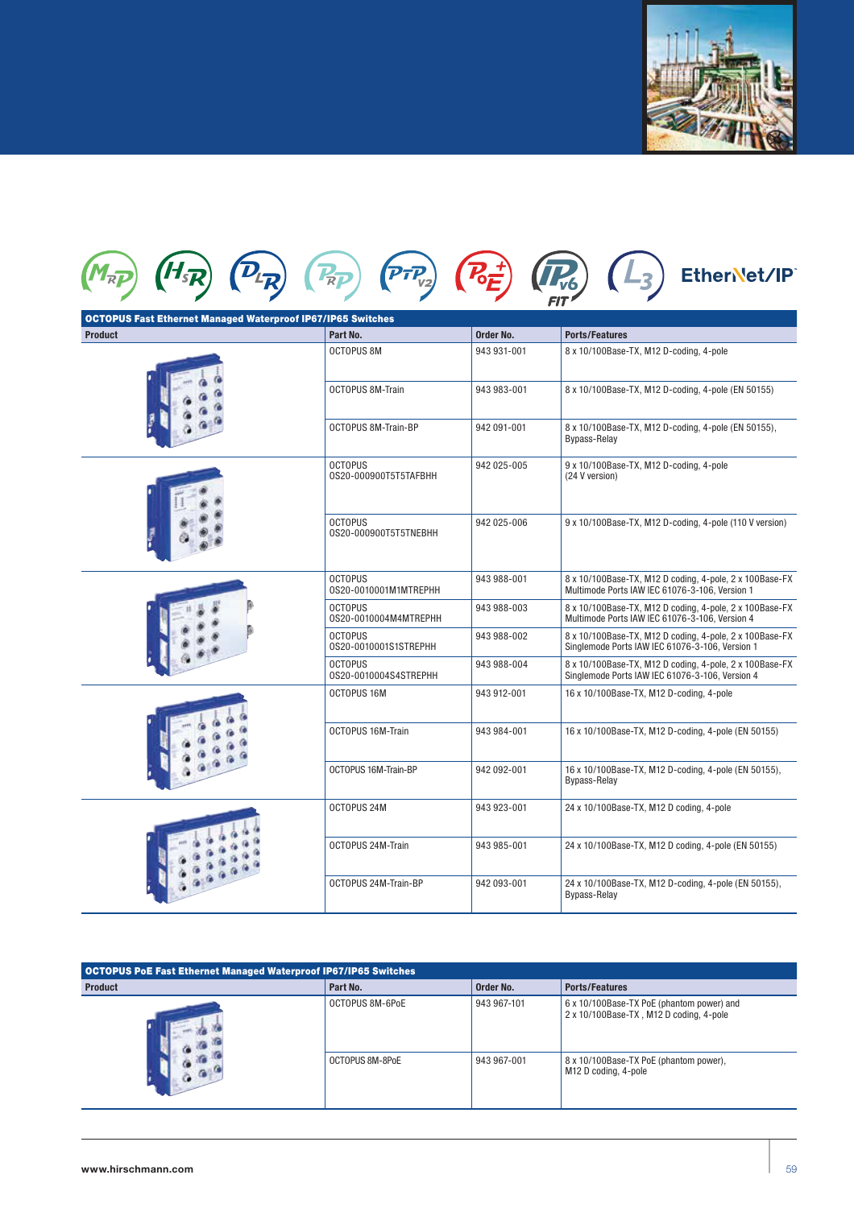EtherNet/IP

| OCTOPUS Fast Ethernet Managed Waterproof IP67/IP65 Switches | | | |
|---|---|---|---|
| **Product** | **Part No.** | **Order No.** | **Ports/Features** |
| | OCTOPUS 8M | 943 931-001 | 8 x 10/100Base-TX, M12 D-coding, 4-pole |
| | OCTOPUS 8M-Train | 943 983-001 | 8 x 10/100Base-TX, M12 D-coding, 4-pole (EN 50155) |
| | OCTOPUS 8M-Train-BP | 942 091-001 | 8 x 10/100Base-TX, M12 D-coding, 4-pole (EN 50155), Bypass-Relay |
| | OCTOPUS OS20-000900T5T5TAFBHH | 942 025-005 | 9 x 10/100Base-TX, M12 D-coding, 4-pole (24 V version) |
| | OCTOPUS OS20-000900T5T5TNEBHH | 942 025-006 | 9 x 10/100Base-TX, M12 D-coding, 4-pole (110 V version) |
| | OCTOPUS OS20-0010001M1MTREPHH | 943 988-001 | 8 x 10/100Base-TX, M12 D coding, 4-pole, 2 x 100Base-FX Multimode Ports IAW IEC 61076-3-106, Version 1 |
| | OCTOPUS OS20-0010004M4MTREPHH | 943 988-003 | 8 x 10/100Base-TX, M12 D coding, 4-pole, 2 x 100Base-FX Multimode Ports IAW IEC 61076-3-106, Version 4 |
| | OCTOPUS OS20-0010001S1STREPHH | 943 988-002 | 8 x 10/100Base-TX, M12 D coding, 4-pole, 2 x 100Base-FX Singlemode Ports IAW IEC 61076-3-106, Version 1 |
| | OCTOPUS OS20-0010004S4STREPHH | 943 988-004 | 8 x 10/100Base-TX, M12 D coding, 4-pole, 2 x 100Base-FX Singlemode Ports IAW IEC 61076-3-106, Version 4 |
| | OCTOPUS 16M | 943 912-001 | 16 x 10/100Base-TX, M12 D-coding, 4-pole |
| | OCTOPUS 16M-Train | 943 984-001 | 16 x 10/100Base-TX, M12 D-coding, 4-pole (EN 50155) |
| | OCTOPUS 16M-Train-BP | 942 092-001 | 16 x 10/100Base-TX, M12 D-coding, 4-pole (EN 50155), Bypass-Relay |
| | OCTOPUS 24M | 943 923-001 | 24 x 10/100Base-TX, M12 D coding, 4-pole |
| | OCTOPUS 24M-Train | 943 985-001 | 24 x 10/100Base-TX, M12 D coding, 4-pole (EN 50155) |
| | OCTOPUS 24M-Train-BP | 942 093-001 | 24 x 10/100Base-TX, M12 D-coding, 4-pole (EN 50155), Bypass-Relay |

| OCTOPUS PoE Fast Ethernet Managed Waterproof IP67/IP65 Switches | | | |
|---|---|---|---|
| **Product** | **Part No.** | **Order No.** | **Ports/Features** |
| | OCTOPUS 8M-6PoE | 943 967-101 | 6 x 10/100Base-TX PoE (phantom power) and 2 x 10/100Base-TX , M12 D coding, 4-pole |
| | OCTOPUS 8M-8PoE | 943 967-001 | 8 x 10/100Base-TX PoE (phantom power), M12 D coding, 4-pole |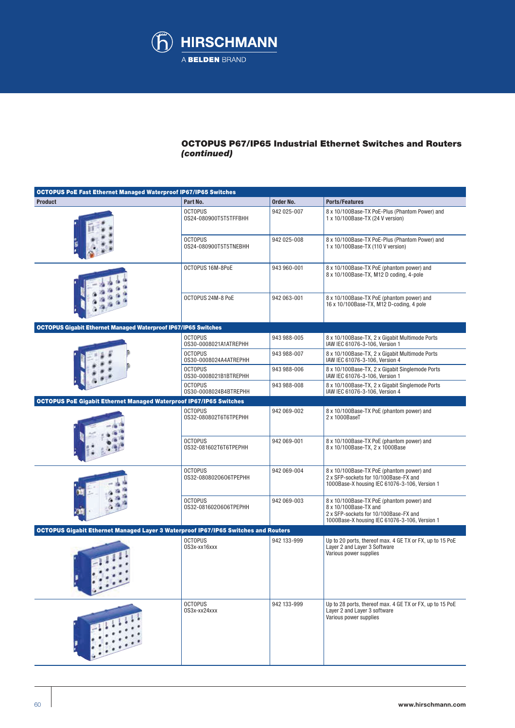## OCTOPUS P67/IP65 Industrial Ethernet Switches and Routers *(continued)*

| Product | Part No. | Order No. | Ports/Features |
|---|---|---|---|
| **OCTOPUS PoE Fast Ethernet Managed Waterproof IP67/IP65 Switches** | | | |
| | OCTOPUS OS24-080900T5T5TFFBHH | 942 025-007 | 8 x 10/100Base-TX PoE-Plus (Phantom Power) and 1 x 10/100Base-TX (24 V version) |
| | OCTOPUS OS24-080900T5T5TNEBHH | 942 025-008 | 8 x 10/100Base-TX PoE-Plus (Phantom Power) and 1 x 10/100Base-TX (110 V version) |
| | OCTOPUS 16M-8PoE | 943 960-001 | 8 x 10/100Base-TX PoE (phantom power) and 8 x 10/100Base-TX, M12 D coding, 4-pole |
| | OCTOPUS 24M-8 PoE | 942 063-001 | 8 x 10/100Base-TX PoE (phantom power) and 16 x 10/100Base-TX, M12 D-coding, 4 pole |
| **OCTOPUS Gigabit Ethernet Managed Waterproof IP67/IP65 Switches** | | | |
| | OCTOPUS OS30-0008021A1ATREPHH | 943 988-005 | 8 x 10/100Base-TX, 2 x Gigabit Multimode Ports IAW IEC 61076-3-106, Version 1 |
| | OCTOPUS OS30-0008024A4ATREPHH | 943 988-007 | 8 x 10/100Base-TX, 2 x Gigabit Multimode Ports IAW IEC 61076-3-106, Version 4 |
| | OCTOPUS OS30-0008021B1BTREPHH | 943 988-006 | 8 x 10/100Base-TX, 2 x Gigabit Singlemode Ports IAW IEC 61076-3-106, Version 1 |
| | OCTOPUS OS30-0008024B4BTREPHH | 943 988-008 | 8 x 10/100Base-TX, 2 x Gigabit Singlemode Ports IAW IEC 61076-3-106, Version 4 |
| **OCTOPUS PoE Gigabit Ethernet Managed Waterproof IP67/IP65 Switches** | | | |
| | OCTOPUS OS32-080802T6T6TPEPHH | 942 069-002 | 8 x 10/100Base-TX PoE (phantom power) and 2 x 1000BaseT |
| | OCTOPUS OS32-081602T6T6TPEPHH | 942 069-001 | 8 x 10/100Base-TX PoE (phantom power) and 8 x 10/100Base-TX, 2 x 1000Base |
| | OCTOPUS OS32-080802O6O6TPEPHH | 942 069-004 | 8 x 10/100Base-TX PoE (phantom power) and 2 x SFP-sockets for 10/100Base-FX and 1000Base-X housing IEC 61076-3-106, Version 1 |
| | OCTOPUS OS32-081602O6O6TPEPHH | 942 069-003 | 8 x 10/100Base-TX PoE (phantom power) and 8 x 10/100Base-TX and 2 x SFP-sockets for 10/100Base-FX and 1000Base-X housing IEC 61076-3-106, Version 1 |
| **OCTOPUS Gigabit Ethernet Managed Layer 3 Waterproof IP67/IP65 Switches and Routers** | | | |
| | OCTOPUS OS3x-xx16xxx | 942 133-999 | Up to 20 ports, thereof max. 4 GE TX or FX, up to 15 PoE Layer 2 and Layer 3 Software Various power supplies |
| | OCTOPUS OS3x-xx24xxx | 942 133-999 | Up to 28 ports, thereof max. 4 GE TX or FX, up to 15 PoE Layer 2 and Layer 3 software Various power supplies |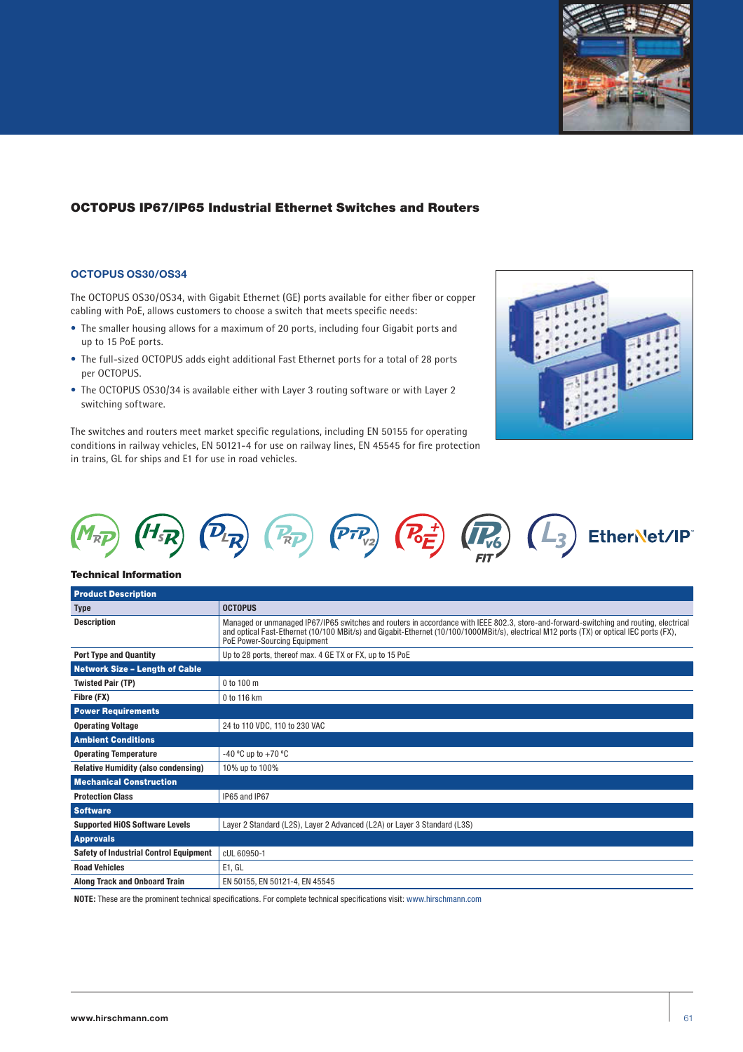# OCTOPUS IP67/IP65 Industrial Ethernet Switches and Routers

## OCTOPUS OS30/OS34

The OCTOPUS OS30/OS34, with Gigabit Ethernet (GE) ports available for either fiber or copper cabling with PoE, allows customers to choose a switch that meets specific needs:

- The smaller housing allows for a maximum of 20 ports, including four Gigabit ports and up to 15 PoE ports.
- The full-sized OCTOPUS adds eight additional Fast Ethernet ports for a total of 28 ports per OCTOPUS.
- The OCTOPUS OS30/34 is available either with Layer 3 routing software or with Layer 2 switching software.

The switches and routers meet market specific regulations, including EN 50155 for operating conditions in railway vehicles, EN 50121-4 for use on railway lines, EN 45545 for fire protection in trains, GL for ships and E1 for use in road vehicles.

### Technical Information

| Product Description | |
|---|---|
| **Type** | **OCTOPUS** |
| **Description** | Managed or unmanaged IP67/IP65 switches and routers in accordance with IEEE 802.3, store-and-forward-switching and routing, electrical and optical Fast-Ethernet (10/100 MBit/s) and Gigabit-Ethernet (10/100/1000MBit/s), electrical M12 ports (TX) or optical IEC ports (FX), PoE Power-Sourcing Equipment |
| **Port Type and Quantity** | Up to 28 ports, thereof max. 4 GE TX or FX, up to 15 PoE |
| **Network Size – Length of Cable** | |
| **Twisted Pair (TP)** | 0 to 100 m |
| **Fibre (FX)** | 0 to 116 km |
| **Power Requirements** | |
| **Operating Voltage** | 24 to 110 VDC, 110 to 230 VAC |
| **Ambient Conditions** | |
| **Operating Temperature** | -40 °C up to +70 °C |
| **Relative Humidity (also condensing)** | 10% up to 100% |
| **Mechanical Construction** | |
| **Protection Class** | IP65 and IP67 |
| **Software** | |
| **Supported HiOS Software Levels** | Layer 2 Standard (L2S), Layer 2 Advanced (L2A) or Layer 3 Standard (L3S) |
| **Approvals** | |
| **Safety of Industrial Control Equipment** | cUL 60950-1 |
| **Road Vehicles** | E1, GL |
| **Along Track and Onboard Train** | EN 50155, EN 50121-4, EN 45545 |

**NOTE:** These are the prominent technical specifications. For complete technical specifications visit: www.hirschmann.com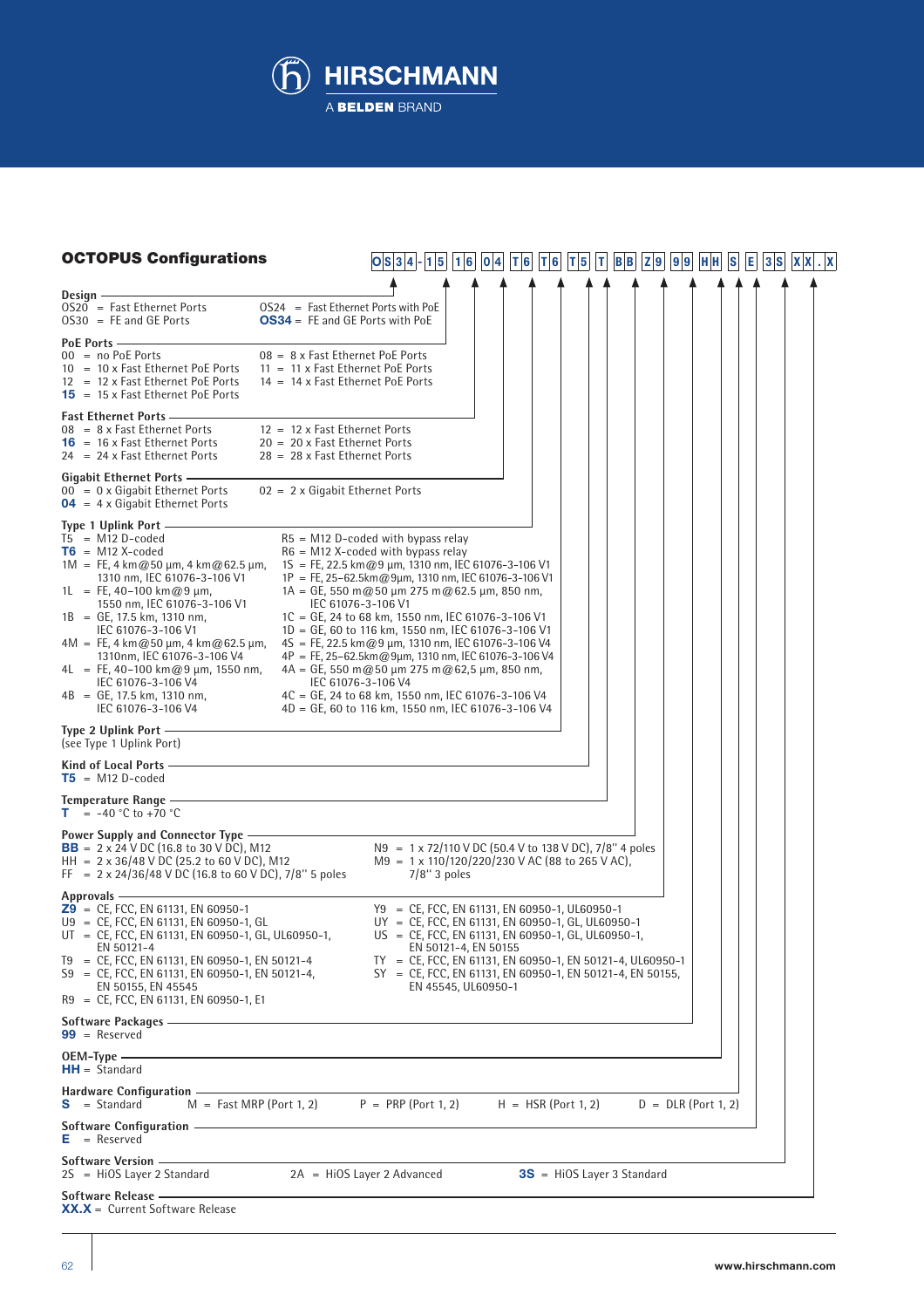## OCTOPUS Configurations

**OS34 - 15 16 04 T6 T6 T5 T BB Z9 99 HH S E 3S XX.X**

**Design**
- OS20 = Fast Ethernet Ports
- OS30 = FE and GE Ports
- OS24 = Fast Ethernet Ports with PoE
- **OS34** = FE and GE Ports with PoE

**PoE Ports**
- 00 = no PoE Ports
- 10 = 10 x Fast Ethernet PoE Ports
- 12 = 12 x Fast Ethernet PoE Ports
- **15** = 15 x Fast Ethernet PoE Ports
- 08 = 8 x Fast Ethernet PoE Ports
- 11 = 11 x Fast Ethernet PoE Ports
- 14 = 14 x Fast Ethernet PoE Ports

**Fast Ethernet Ports**
- 08 = 8 x Fast Ethernet Ports
- **16** = 16 x Fast Ethernet Ports
- 24 = 24 x Fast Ethernet Ports
- 12 = 12 x Fast Ethernet Ports
- 20 = 20 x Fast Ethernet Ports
- 28 = 28 x Fast Ethernet Ports

**Gigabit Ethernet Ports**
- 00 = 0 x Gigabit Ethernet Ports
- **04** = 4 x Gigabit Ethernet Ports
- 02 = 2 x Gigabit Ethernet Ports

**Type 1 Uplink Port**
- T5 = M12 D-coded
- **T6** = M12 X-coded
- 1M = FE, 4 km@50 µm, 4 km@62.5 µm, 1310 nm, IEC 61076-3-106 V1
- 1L = FE, 40–100 km@9 µm, 1550 nm, IEC 61076-3-106 V1
- 1B = GE, 17.5 km, 1310 nm, IEC 61076-3-106 V1
- 4M = FE, 4 km@50 µm, 4 km@62.5 µm, 1310nm, IEC 61076-3-106 V4
- 4L = FE, 40–100 km@9 µm, 1550 nm, IEC 61076-3-106 V4
- 4B = GE, 17.5 km, 1310 nm, IEC 61076-3-106 V4
- R5 = M12 D-coded with bypass relay
- R6 = M12 X-coded with bypass relay
- 1S = FE, 22.5 km@9 µm, 1310 nm, IEC 61076-3-106 V1
- 1P = FE, 25–62.5km@9µm, 1310 nm, IEC 61076-3-106 V1
- 1A = GE, 550 m@50 µm 275 m@62.5 µm, 850 nm, IEC 61076-3-106 V1
- 1C = GE, 24 to 68 km, 1550 nm, IEC 61076-3-106 V1
- 1D = GE, 60 to 116 km, 1550 nm, IEC 61076-3-106 V1
- 4S = FE, 22.5 km@9 µm, 1310 nm, IEC 61076-3-106 V4
- 4P = FE, 25–62.5km@9µm, 1310 nm, IEC 61076-3-106 V4
- 4A = GE, 550 m@50 µm 275 m@62,5 µm, 850 nm, IEC 61076-3-106 V4
- 4C = GE, 24 to 68 km, 1550 nm, IEC 61076-3-106 V4
- 4D = GE, 60 to 116 km, 1550 nm, IEC 61076-3-106 V4

**Type 2 Uplink Port**
(see Type 1 Uplink Port)

**Kind of Local Ports**
- **T5** = M12 D-coded

**Temperature Range**
- **T** = -40 °C to +70 °C

**Power Supply and Connector Type**
- **BB** = 2 x 24 V DC (16.8 to 30 V DC), M12
- HH = 2 x 36/48 V DC (25.2 to 60 V DC), M12
- FF = 2 x 24/36/48 V DC (16.8 to 60 V DC), 7/8'' 5 poles
- N9 = 1 x 72/110 V DC (50.4 V to 138 V DC), 7/8'' 4 poles
- M9 = 1 x 110/120/220/230 V AC (88 to 265 V AC), 7/8'' 3 poles

**Approvals**
- **Z9** = CE, FCC, EN 61131, EN 60950-1
- U9 = CE, FCC, EN 61131, EN 60950-1, GL
- UT = CE, FCC, EN 61131, EN 60950-1, GL, UL60950-1, EN 50121-4
- T9 = CE, FCC, EN 61131, EN 60950-1, EN 50121-4
- S9 = CE, FCC, EN 61131, EN 60950-1, EN 50121-4, EN 50155, EN 45545
- R9 = CE, FCC, EN 61131, EN 60950-1, E1
- Y9 = CE, FCC, EN 61131, EN 60950-1, UL60950-1
- UY = CE, FCC, EN 61131, EN 60950-1, GL, UL60950-1
- US = CE, FCC, EN 61131, EN 60950-1, GL, UL60950-1, EN 50121-4, EN 50155
- TY = CE, FCC, EN 61131, EN 60950-1, EN 50121-4, UL60950-1
- SY = CE, FCC, EN 61131, EN 60950-1, EN 50121-4, EN 50155, EN 45545, UL60950-1

**Software Packages**
- **99** = Reserved

**OEM-Type**
- **HH** = Standard

**Hardware Configuration**
- **S** = Standard
- M = Fast MRP (Port 1, 2)
- P = PRP (Port 1, 2)
- H = HSR (Port 1, 2)
- D = DLR (Port 1, 2)

**Software Configuration**
- **E** = Reserved

**Software Version**
- 2S = HiOS Layer 2 Standard
- 2A = HiOS Layer 2 Advanced
- **3S** = HiOS Layer 3 Standard

**Software Release**
- **XX.X** = Current Software Release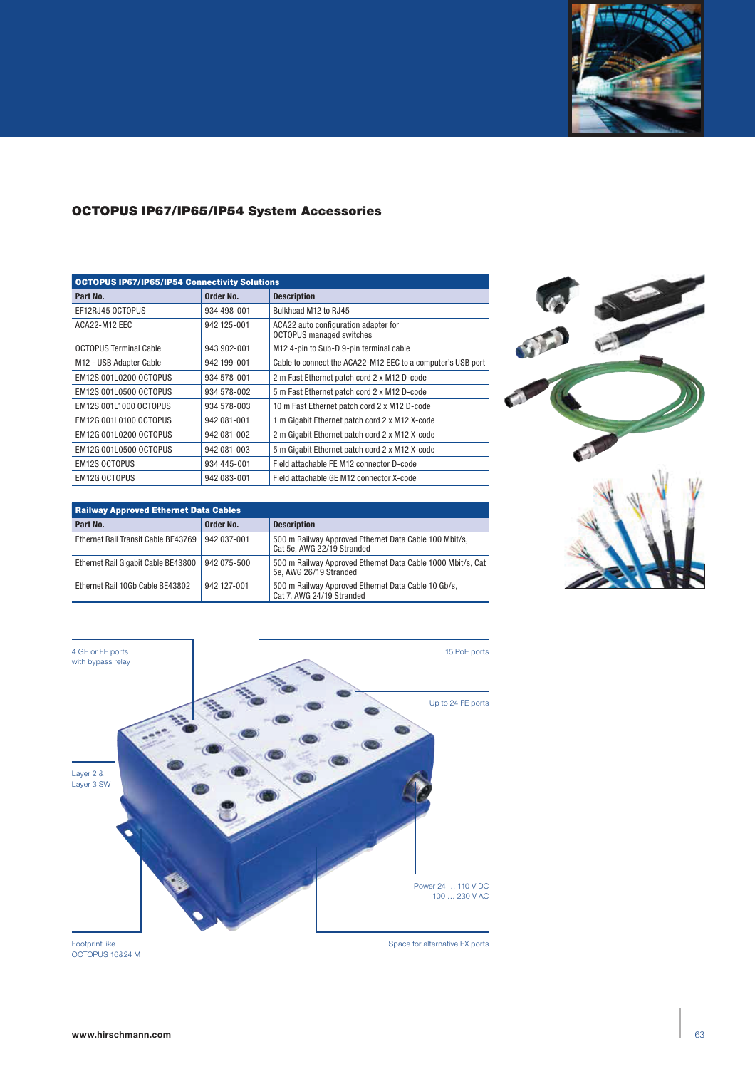## OCTOPUS IP67/IP65/IP54 System Accessories

| OCTOPUS IP67/IP65/IP54 Connectivity Solutions | | |
|---|---|---|
| **Part No.** | **Order No.** | **Description** |
| EF12RJ45 OCTOPUS | 934 498-001 | Bulkhead M12 to RJ45 |
| ACA22-M12 EEC | 942 125-001 | ACA22 auto configuration adapter for OCTOPUS managed switches |
| OCTOPUS Terminal Cable | 943 902-001 | M12 4-pin to Sub-D 9-pin terminal cable |
| M12 - USB Adapter Cable | 942 199-001 | Cable to connect the ACA22-M12 EEC to a computer's USB port |
| EM12S 001L0200 OCTOPUS | 934 578-001 | 2 m Fast Ethernet patch cord 2 x M12 D-code |
| EM12S 001L0500 OCTOPUS | 934 578-002 | 5 m Fast Ethernet patch cord 2 x M12 D-code |
| EM12S 001L1000 OCTOPUS | 934 578-003 | 10 m Fast Ethernet patch cord 2 x M12 D-code |
| EM12G 001L0100 OCTOPUS | 942 081-001 | 1 m Gigabit Ethernet patch cord 2 x M12 X-code |
| EM12G 001L0200 OCTOPUS | 942 081-002 | 2 m Gigabit Ethernet patch cord 2 x M12 X-code |
| EM12G 001L0500 OCTOPUS | 942 081-003 | 5 m Gigabit Ethernet patch cord 2 x M12 X-code |
| EM12S OCTOPUS | 934 445-001 | Field attachable FE M12 connector D-code |
| EM12G OCTOPUS | 942 083-001 | Field attachable GE M12 connector X-code |

| Railway Approved Ethernet Data Cables | | |
|---|---|---|
| **Part No.** | **Order No.** | **Description** |
| Ethernet Rail Transit Cable BE43769 | 942 037-001 | 500 m Railway Approved Ethernet Data Cable 100 Mbit/s, Cat 5e, AWG 22/19 Stranded |
| Ethernet Rail Gigabit Cable BE43800 | 942 075-500 | 500 m Railway Approved Ethernet Data Cable 1000 Mbit/s, Cat 5e, AWG 26/19 Stranded |
| Ethernet Rail 10Gb Cable BE43802 | 942 127-001 | 500 m Railway Approved Ethernet Data Cable 10 Gb/s, Cat 7, AWG 24/19 Stranded |

4 GE or FE ports with bypass relay

15 PoE ports

Up to 24 FE ports

Layer 2 & Layer 3 SW

Power 24 … 110 V DC 100 … 230 V AC

Footprint like OCTOPUS 16&24 M

Space for alternative FX ports

www.hirschmann.com